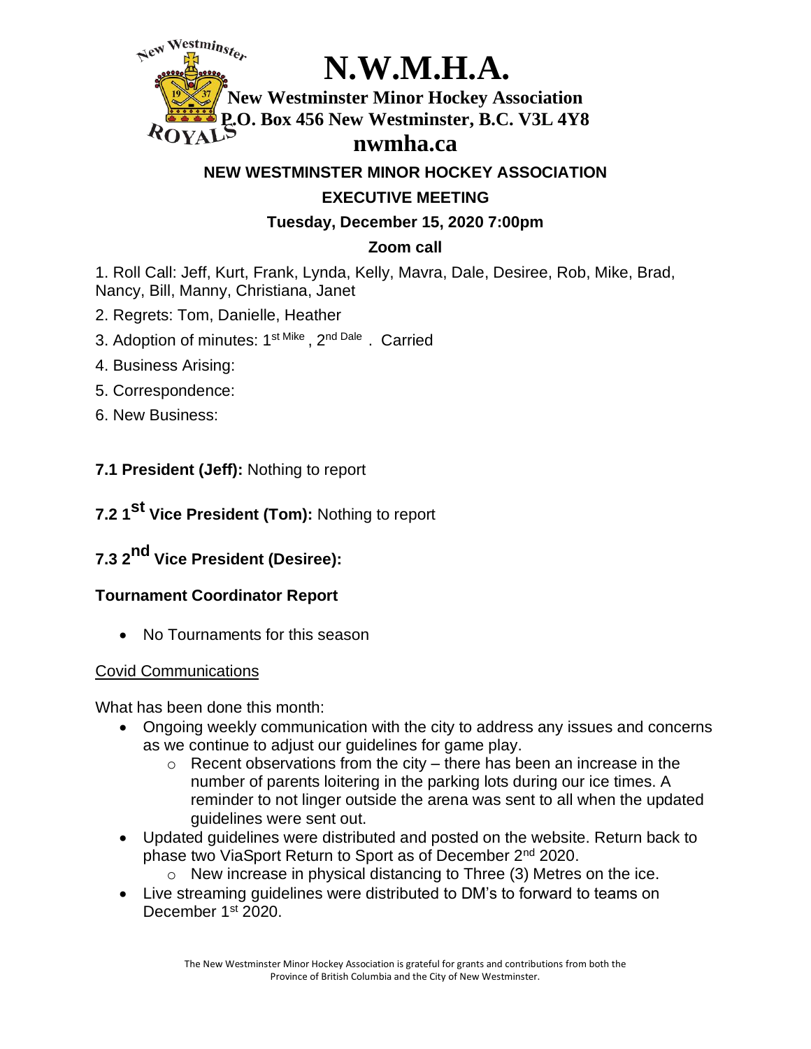# N.W.M.H.A.

**New Westminster Minor Hockey Association**
**P.O. Box 456 New Westminster, B.C. V3L 4Y8**
**nwmha.ca**

## NEW WESTMINSTER MINOR HOCKEY ASSOCIATION

## EXECUTIVE MEETING

### Tuesday, December 15, 2020 7:00pm

### Zoom call

1. Roll Call: Jeff, Kurt, Frank, Lynda, Kelly, Mavra, Dale, Desiree, Rob, Mike, Brad, Nancy, Bill, Manny, Christiana, Janet
2. Regrets: Tom, Danielle, Heather
3. Adoption of minutes: 1st Mike, 2nd Dale . Carried
4. Business Arising:
5. Correspondence:
6. New Business:

**7.1 President (Jeff):** Nothing to report

**7.2 1st Vice President (Tom):** Nothing to report

**7.3 2nd Vice President (Desiree):**

**Tournament Coordinator Report**

- No Tournaments for this season

Covid Communications

What has been done this month:

- Ongoing weekly communication with the city to address any issues and concerns as we continue to adjust our guidelines for game play.
    - Recent observations from the city – there has been an increase in the number of parents loitering in the parking lots during our ice times. A reminder to not linger outside the arena was sent to all when the updated guidelines were sent out.
- Updated guidelines were distributed and posted on the website. Return back to phase two ViaSport Return to Sport as of December 2nd 2020.
    - New increase in physical distancing to Three (3) Metres on the ice.
- Live streaming guidelines were distributed to DM's to forward to teams on December 1st 2020.

The New Westminster Minor Hockey Association is grateful for grants and contributions from both the Province of British Columbia and the City of New Westminster.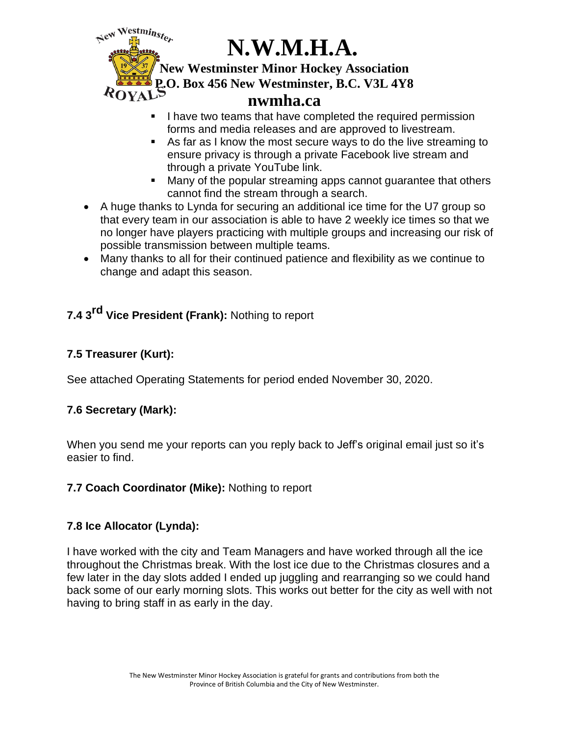- I have two teams that have completed the required permission forms and media releases and are approved to livestream.
  - As far as I know the most secure ways to do the live streaming to ensure privacy is through a private Facebook live stream and through a private YouTube link.
  - Many of the popular streaming apps cannot guarantee that others cannot find the stream through a search.
- A huge thanks to Lynda for securing an additional ice time for the U7 group so that every team in our association is able to have 2 weekly ice times so that we no longer have players practicing with multiple groups and increasing our risk of possible transmission between multiple teams.
- Many thanks to all for their continued patience and flexibility as we continue to change and adapt this season.

**7.4 3rd Vice President (Frank):** Nothing to report

**7.5 Treasurer (Kurt):**

See attached Operating Statements for period ended November 30, 2020.

**7.6 Secretary (Mark):**

When you send me your reports can you reply back to Jeff's original email just so it's easier to find.

**7.7 Coach Coordinator (Mike):** Nothing to report

**7.8 Ice Allocator (Lynda):**

I have worked with the city and Team Managers and have worked through all the ice throughout the Christmas break. With the lost ice due to the Christmas closures and a few later in the day slots added I ended up juggling and rearranging so we could hand back some of our early morning slots. This works out better for the city as well with not having to bring staff in as early in the day.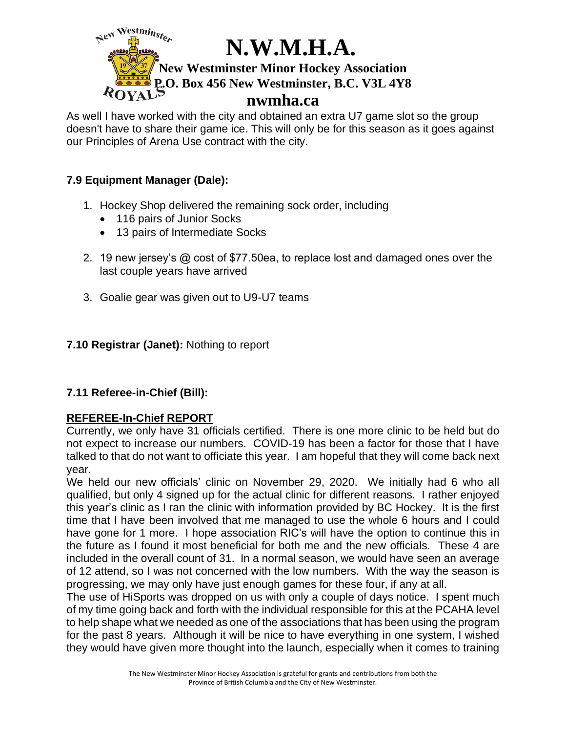As well I have worked with the city and obtained an extra U7 game slot so the group doesn't have to share their game ice. This will only be for this season as it goes against our Principles of Arena Use contract with the city.

### 7.9 Equipment Manager (Dale):

1. Hockey Shop delivered the remaining sock order, including
   - 116 pairs of Junior Socks
   - 13 pairs of Intermediate Socks
2. 19 new jersey's @ cost of $77.50ea, to replace lost and damaged ones over the last couple years have arrived
3. Goalie gear was given out to U9-U7 teams

**7.10 Registrar (Janet):** Nothing to report

### 7.11 Referee-in-Chief (Bill):

**REFEREE-In-Chief REPORT**

Currently, we only have 31 officials certified. There is one more clinic to be held but do not expect to increase our numbers. COVID-19 has been a factor for those that I have talked to that do not want to officiate this year. I am hopeful that they will come back next year.

We held our new officials' clinic on November 29, 2020. We initially had 6 who all qualified, but only 4 signed up for the actual clinic for different reasons. I rather enjoyed this year's clinic as I ran the clinic with information provided by BC Hockey. It is the first time that I have been involved that me managed to use the whole 6 hours and I could have gone for 1 more. I hope association RIC's will have the option to continue this in the future as I found it most beneficial for both me and the new officials. These 4 are included in the overall count of 31. In a normal season, we would have seen an average of 12 attend, so I was not concerned with the low numbers. With the way the season is progressing, we may only have just enough games for these four, if any at all.

The use of HiSports was dropped on us with only a couple of days notice. I spent much of my time going back and forth with the individual responsible for this at the PCAHA level to help shape what we needed as one of the associations that has been using the program for the past 8 years. Although it will be nice to have everything in one system, I wished they would have given more thought into the launch, especially when it comes to training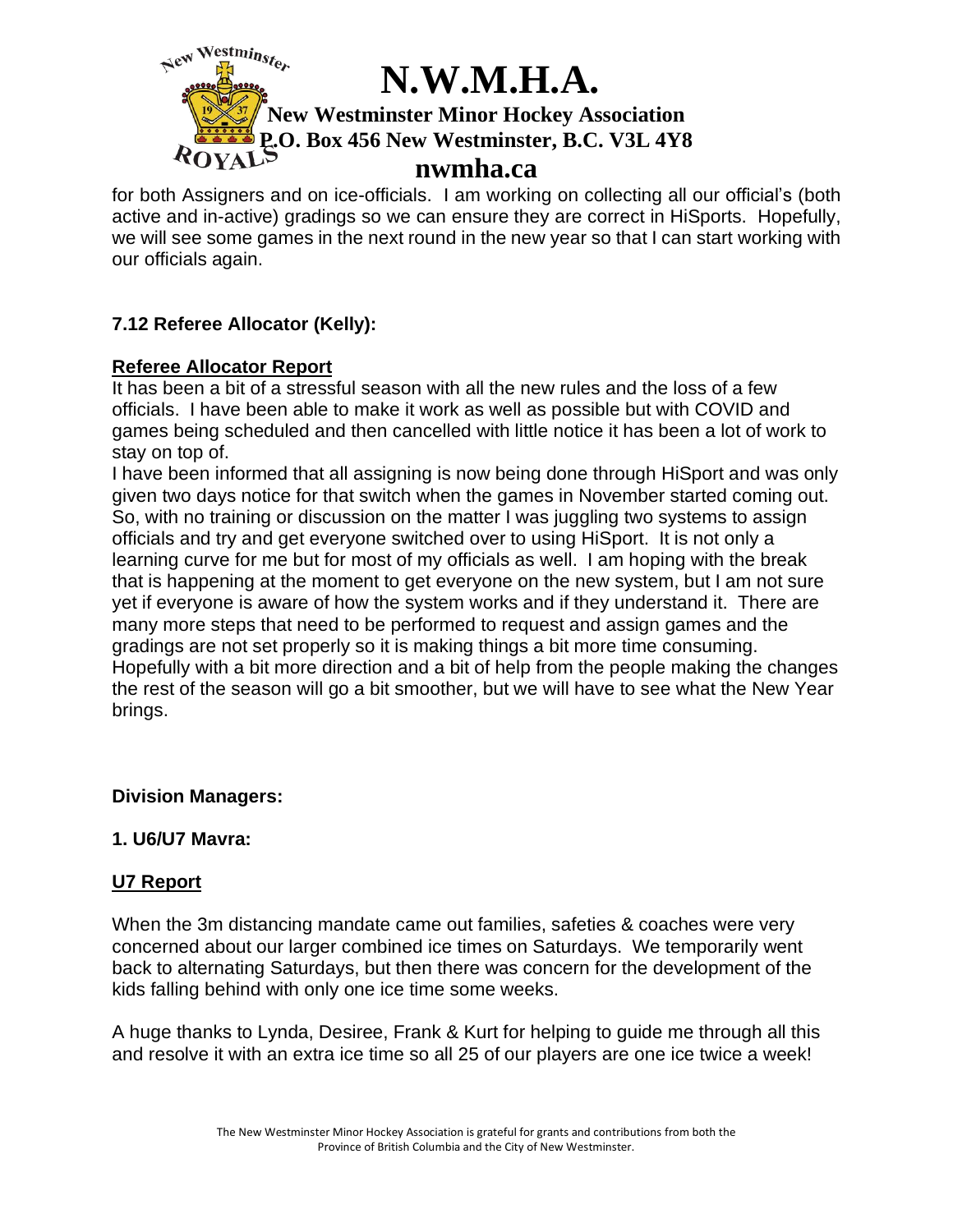for both Assigners and on ice-officials. I am working on collecting all our official's (both active and in-active) gradings so we can ensure they are correct in HiSports. Hopefully, we will see some games in the next round in the new year so that I can start working with our officials again.

### 7.12 Referee Allocator (Kelly):

**Referee Allocator Report**

It has been a bit of a stressful season with all the new rules and the loss of a few officials. I have been able to make it work as well as possible but with COVID and games being scheduled and then cancelled with little notice it has been a lot of work to stay on top of.

I have been informed that all assigning is now being done through HiSport and was only given two days notice for that switch when the games in November started coming out. So, with no training or discussion on the matter I was juggling two systems to assign officials and try and get everyone switched over to using HiSport. It is not only a learning curve for me but for most of my officials as well. I am hoping with the break that is happening at the moment to get everyone on the new system, but I am not sure yet if everyone is aware of how the system works and if they understand it. There are many more steps that need to be performed to request and assign games and the gradings are not set properly so it is making things a bit more time consuming. Hopefully with a bit more direction and a bit of help from the people making the changes the rest of the season will go a bit smoother, but we will have to see what the New Year brings.

### Division Managers:

### 1. U6/U7 Mavra:

**U7 Report**

When the 3m distancing mandate came out families, safeties & coaches were very concerned about our larger combined ice times on Saturdays. We temporarily went back to alternating Saturdays, but then there was concern for the development of the kids falling behind with only one ice time some weeks.

A huge thanks to Lynda, Desiree, Frank & Kurt for helping to guide me through all this and resolve it with an extra ice time so all 25 of our players are one ice twice a week!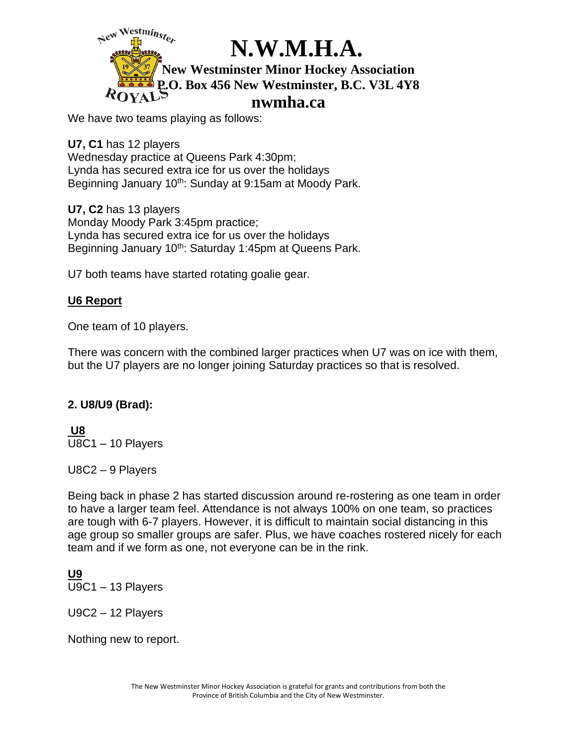We have two teams playing as follows:

**U7, C1** has 12 players
Wednesday practice at Queens Park 4:30pm;
Lynda has secured extra ice for us over the holidays
Beginning January 10th: Sunday at 9:15am at Moody Park.

**U7, C2** has 13 players
Monday Moody Park 3:45pm practice;
Lynda has secured extra ice for us over the holidays
Beginning January 10th: Saturday 1:45pm at Queens Park.

U7 both teams have started rotating goalie gear.

### U6 Report

One team of 10 players.

There was concern with the combined larger practices when U7 was on ice with them, but the U7 players are no longer joining Saturday practices so that is resolved.

### 2. U8/U9 (Brad):

**U8**

U8C1 – 10 Players

U8C2 – 9 Players

Being back in phase 2 has started discussion around re-rostering as one team in order to have a larger team feel. Attendance is not always 100% on one team, so practices are tough with 6-7 players. However, it is difficult to maintain social distancing in this age group so smaller groups are safer. Plus, we have coaches rostered nicely for each team and if we form as one, not everyone can be in the rink.

**U9**

U9C1 – 13 Players

U9C2 – 12 Players

Nothing new to report.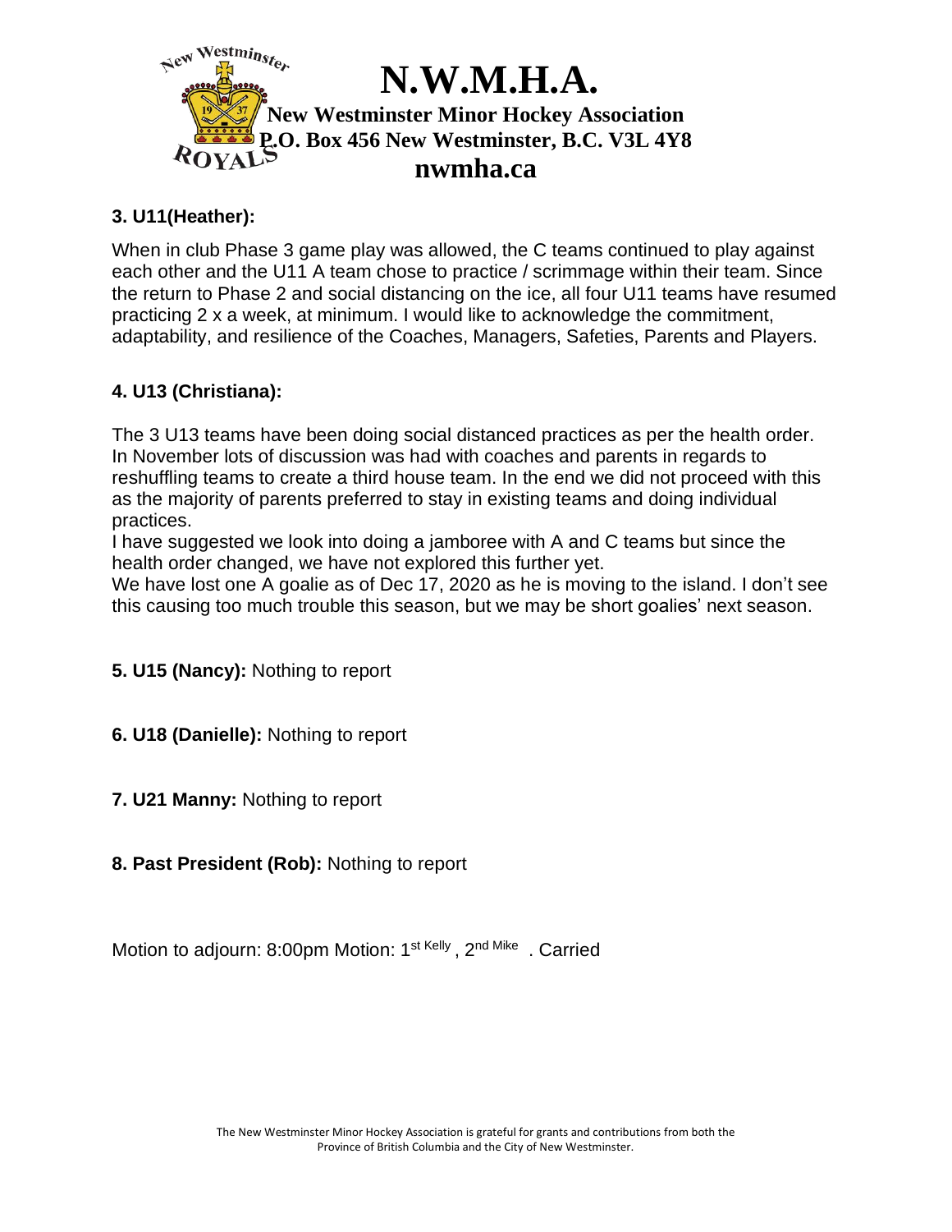**3. U11(Heather):**

When in club Phase 3 game play was allowed, the C teams continued to play against each other and the U11 A team chose to practice / scrimmage within their team. Since the return to Phase 2 and social distancing on the ice, all four U11 teams have resumed practicing 2 x a week, at minimum. I would like to acknowledge the commitment, adaptability, and resilience of the Coaches, Managers, Safeties, Parents and Players.

**4. U13 (Christiana):**

The 3 U13 teams have been doing social distanced practices as per the health order. In November lots of discussion was had with coaches and parents in regards to reshuffling teams to create a third house team. In the end we did not proceed with this as the majority of parents preferred to stay in existing teams and doing individual practices.

I have suggested we look into doing a jamboree with A and C teams but since the health order changed, we have not explored this further yet.

We have lost one A goalie as of Dec 17, 2020 as he is moving to the island. I don't see this causing too much trouble this season, but we may be short goalies' next season.

**5. U15 (Nancy):** Nothing to report

**6. U18 (Danielle):** Nothing to report

**7. U21 Manny:** Nothing to report

**8. Past President (Rob):** Nothing to report

Motion to adjourn: 8:00pm Motion: 1st Kelly, 2nd Mike . Carried